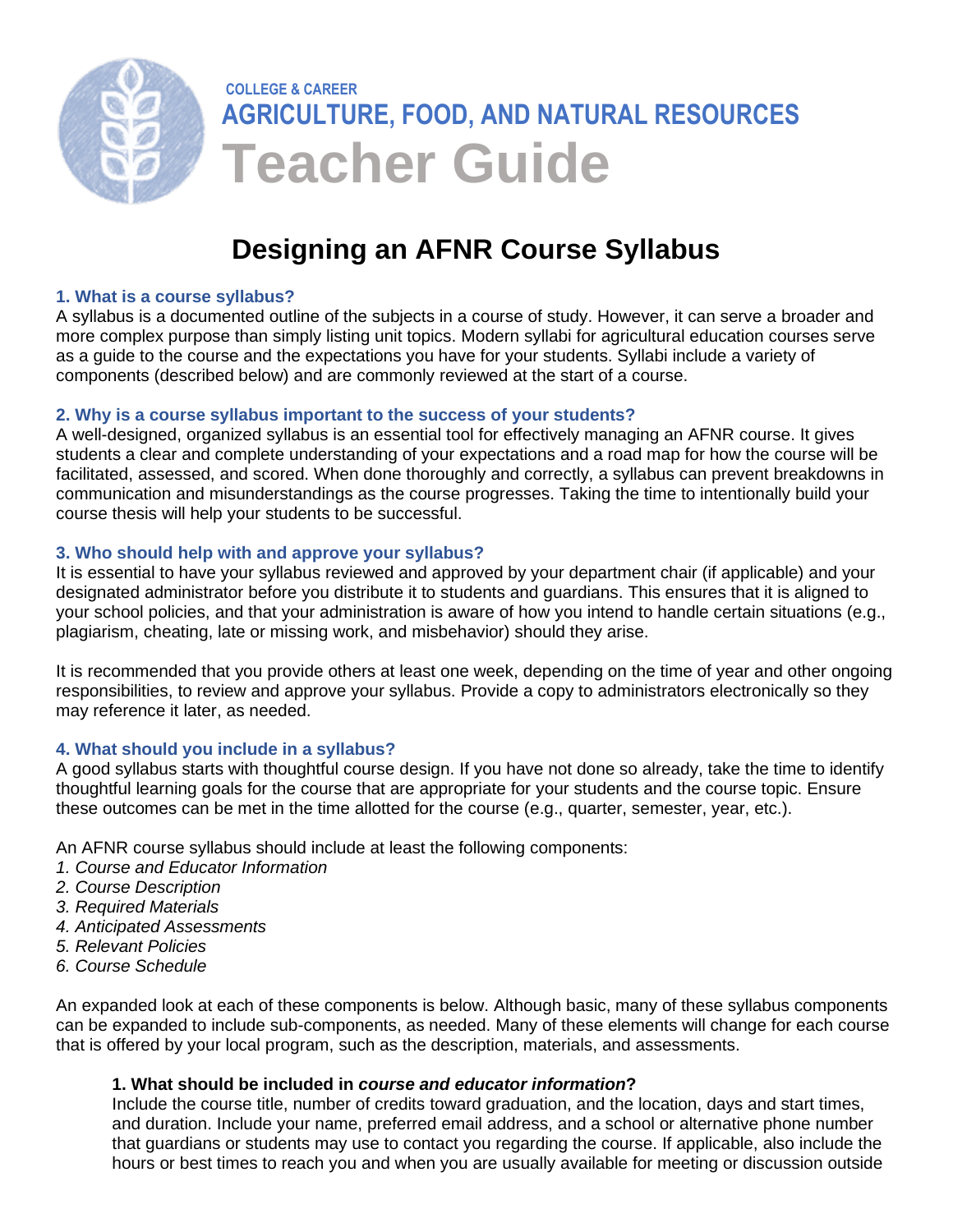COLLEGE & CAREER

AGRICULTURE, FOOD, AND NATURAL RESOURCES

# Teacher Guide

## Designing an AFNR Course Syllabus

### 1. What is a course syllabus?

A syllabus is a documented outline of the subjects in a course of study. However, it can serve a broader and more complex purpose than simply listing unit topics. Modern syllabi for agricultural education courses serve as a guide to the course and the expectations you have for your students. Syllabi include a variety of components (described below) and are commonly reviewed at the start of a course.

### 2. Why is a course syllabus important to the success of your students?

A well-designed, organized syllabus is an essential tool for effectively managing an AFNR course. It gives students a clear and complete understanding of your expectations and a road map for how the course will be facilitated, assessed, and scored. When done thoroughly and correctly, a syllabus can prevent breakdowns in communication and misunderstandings as the course progresses. Taking the time to intentionally build your course thesis will help your students to be successful.

### 3. Who should help with and approve your syllabus?

It is essential to have your syllabus reviewed and approved by your department chair (if applicable) and your designated administrator before you distribute it to students and guardians. This ensures that it is aligned to your school policies, and that your administration is aware of how you intend to handle certain situations (e.g., plagiarism, cheating, late or missing work, and misbehavior) should they arise.

It is recommended that you provide others at least one week, depending on the time of year and other ongoing responsibilities, to review and approve your syllabus. Provide a copy to administrators electronically so they may reference it later, as needed.

### 4. What should you include in a syllabus?

A good syllabus starts with thoughtful course design. If you have not done so already, take the time to identify thoughtful learning goals for the course that are appropriate for your students and the course topic. Ensure these outcomes can be met in the time allotted for the course (e.g., quarter, semester, year, etc.).

An AFNR course syllabus should include at least the following components:

1. *Course and Educator Information*
2. *Course Description*
3. *Required Materials*
4. *Anticipated Assessments*
5. *Relevant Policies*
6. *Course Schedule*

An expanded look at each of these components is below. Although basic, many of these syllabus components can be expanded to include sub-components, as needed. Many of these elements will change for each course that is offered by your local program, such as the description, materials, and assessments.

**1. What should be included in *course and educator information*?**

Include the course title, number of credits toward graduation, and the location, days and start times, and duration. Include your name, preferred email address, and a school or alternative phone number that guardians or students may use to contact you regarding the course. If applicable, also include the hours or best times to reach you and when you are usually available for meeting or discussion outside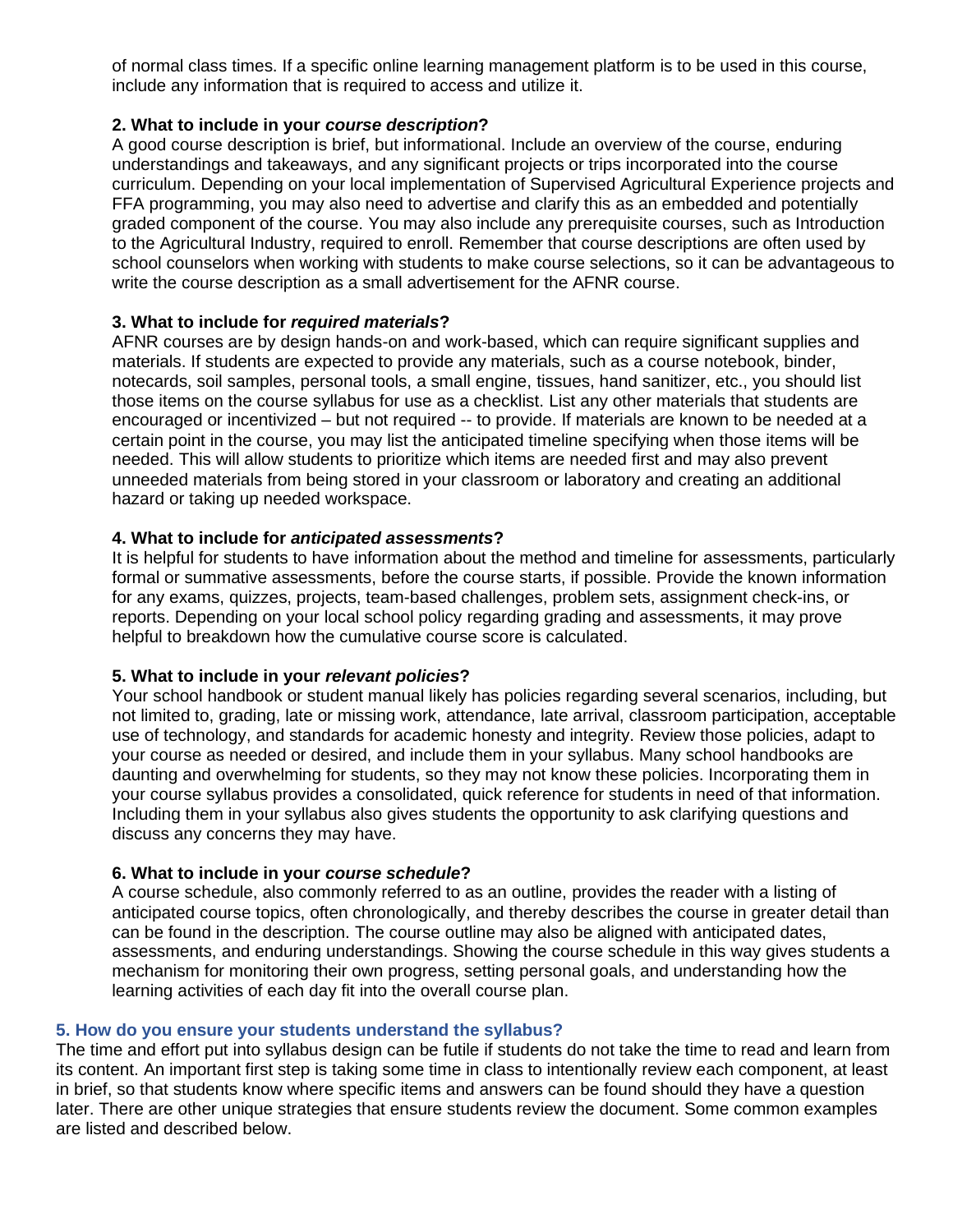of normal class times. If a specific online learning management platform is to be used in this course, include any information that is required to access and utilize it.

**2. What to include in your *course description*?**
A good course description is brief, but informational. Include an overview of the course, enduring understandings and takeaways, and any significant projects or trips incorporated into the course curriculum. Depending on your local implementation of Supervised Agricultural Experience projects and FFA programming, you may also need to advertise and clarify this as an embedded and potentially graded component of the course. You may also include any prerequisite courses, such as Introduction to the Agricultural Industry, required to enroll. Remember that course descriptions are often used by school counselors when working with students to make course selections, so it can be advantageous to write the course description as a small advertisement for the AFNR course.

**3. What to include for *required materials*?**
AFNR courses are by design hands-on and work-based, which can require significant supplies and materials. If students are expected to provide any materials, such as a course notebook, binder, notecards, soil samples, personal tools, a small engine, tissues, hand sanitizer, etc., you should list those items on the course syllabus for use as a checklist. List any other materials that students are encouraged or incentivized – but not required -- to provide. If materials are known to be needed at a certain point in the course, you may list the anticipated timeline specifying when those items will be needed. This will allow students to prioritize which items are needed first and may also prevent unneeded materials from being stored in your classroom or laboratory and creating an additional hazard or taking up needed workspace.

**4. What to include for *anticipated assessments*?**
It is helpful for students to have information about the method and timeline for assessments, particularly formal or summative assessments, before the course starts, if possible. Provide the known information for any exams, quizzes, projects, team-based challenges, problem sets, assignment check-ins, or reports. Depending on your local school policy regarding grading and assessments, it may prove helpful to breakdown how the cumulative course score is calculated.

**5. What to include in your *relevant policies*?**
Your school handbook or student manual likely has policies regarding several scenarios, including, but not limited to, grading, late or missing work, attendance, late arrival, classroom participation, acceptable use of technology, and standards for academic honesty and integrity. Review those policies, adapt to your course as needed or desired, and include them in your syllabus. Many school handbooks are daunting and overwhelming for students, so they may not know these policies. Incorporating them in your course syllabus provides a consolidated, quick reference for students in need of that information. Including them in your syllabus also gives students the opportunity to ask clarifying questions and discuss any concerns they may have.

**6. What to include in your *course schedule*?**
A course schedule, also commonly referred to as an outline, provides the reader with a listing of anticipated course topics, often chronologically, and thereby describes the course in greater detail than can be found in the description. The course outline may also be aligned with anticipated dates, assessments, and enduring understandings. Showing the course schedule in this way gives students a mechanism for monitoring their own progress, setting personal goals, and understanding how the learning activities of each day fit into the overall course plan.

### 5. How do you ensure your students understand the syllabus?

The time and effort put into syllabus design can be futile if students do not take the time to read and learn from its content. An important first step is taking some time in class to intentionally review each component, at least in brief, so that students know where specific items and answers can be found should they have a question later. There are other unique strategies that ensure students review the document. Some common examples are listed and described below.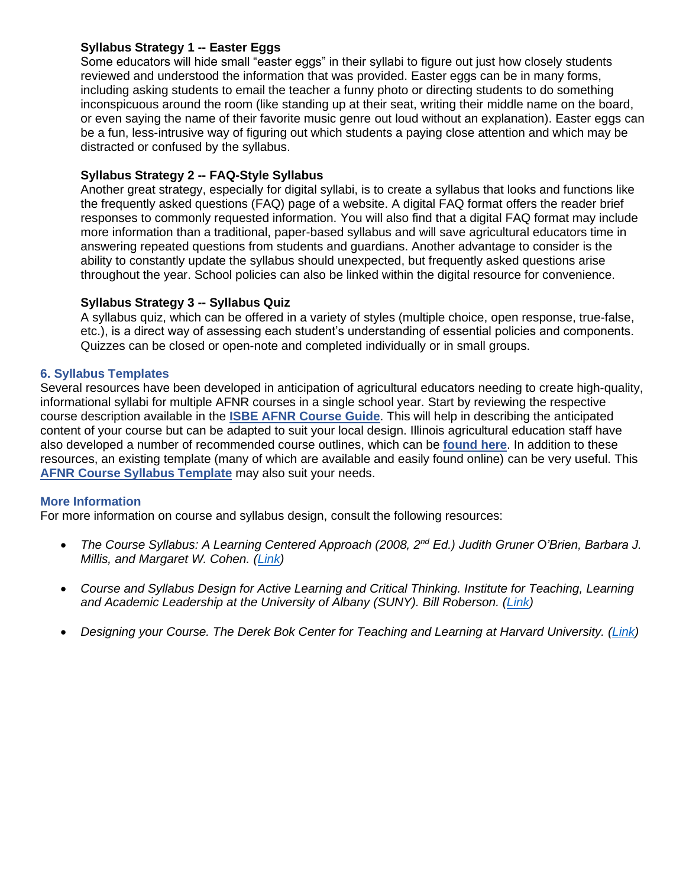**Syllabus Strategy 1 -- Easter Eggs**

Some educators will hide small "easter eggs" in their syllabi to figure out just how closely students reviewed and understood the information that was provided. Easter eggs can be in many forms, including asking students to email the teacher a funny photo or directing students to do something inconspicuous around the room (like standing up at their seat, writing their middle name on the board, or even saying the name of their favorite music genre out loud without an explanation). Easter eggs can be a fun, less-intrusive way of figuring out which students a paying close attention and which may be distracted or confused by the syllabus.

**Syllabus Strategy 2 -- FAQ-Style Syllabus**

Another great strategy, especially for digital syllabi, is to create a syllabus that looks and functions like the frequently asked questions (FAQ) page of a website. A digital FAQ format offers the reader brief responses to commonly requested information. You will also find that a digital FAQ format may include more information than a traditional, paper-based syllabus and will save agricultural educators time in answering repeated questions from students and guardians. Another advantage to consider is the ability to constantly update the syllabus should unexpected, but frequently asked questions arise throughout the year. School policies can also be linked within the digital resource for convenience.

**Syllabus Strategy 3 -- Syllabus Quiz**

A syllabus quiz, which can be offered in a variety of styles (multiple choice, open response, true-false, etc.), is a direct way of assessing each student's understanding of essential policies and components. Quizzes can be closed or open-note and completed individually or in small groups.

## 6. Syllabus Templates

Several resources have been developed in anticipation of agricultural educators needing to create high-quality, informational syllabi for multiple AFNR courses in a single school year. Start by reviewing the respective course description available in the **ISBE AFNR Course Guide**. This will help in describing the anticipated content of your course but can be adapted to suit your local design. Illinois agricultural education staff have also developed a number of recommended course outlines, which can be **found here**. In addition to these resources, an existing template (many of which are available and easily found online) can be very useful. This **AFNR Course Syllabus Template** may also suit your needs.

## More Information

For more information on course and syllabus design, consult the following resources:

- *The Course Syllabus: A Learning Centered Approach (2008, 2nd Ed.) Judith Gruner O'Brien, Barbara J. Millis, and Margaret W. Cohen. (Link)*
- *Course and Syllabus Design for Active Learning and Critical Thinking. Institute for Teaching, Learning and Academic Leadership at the University of Albany (SUNY). Bill Roberson. (Link)*
- *Designing your Course. The Derek Bok Center for Teaching and Learning at Harvard University. (Link)*